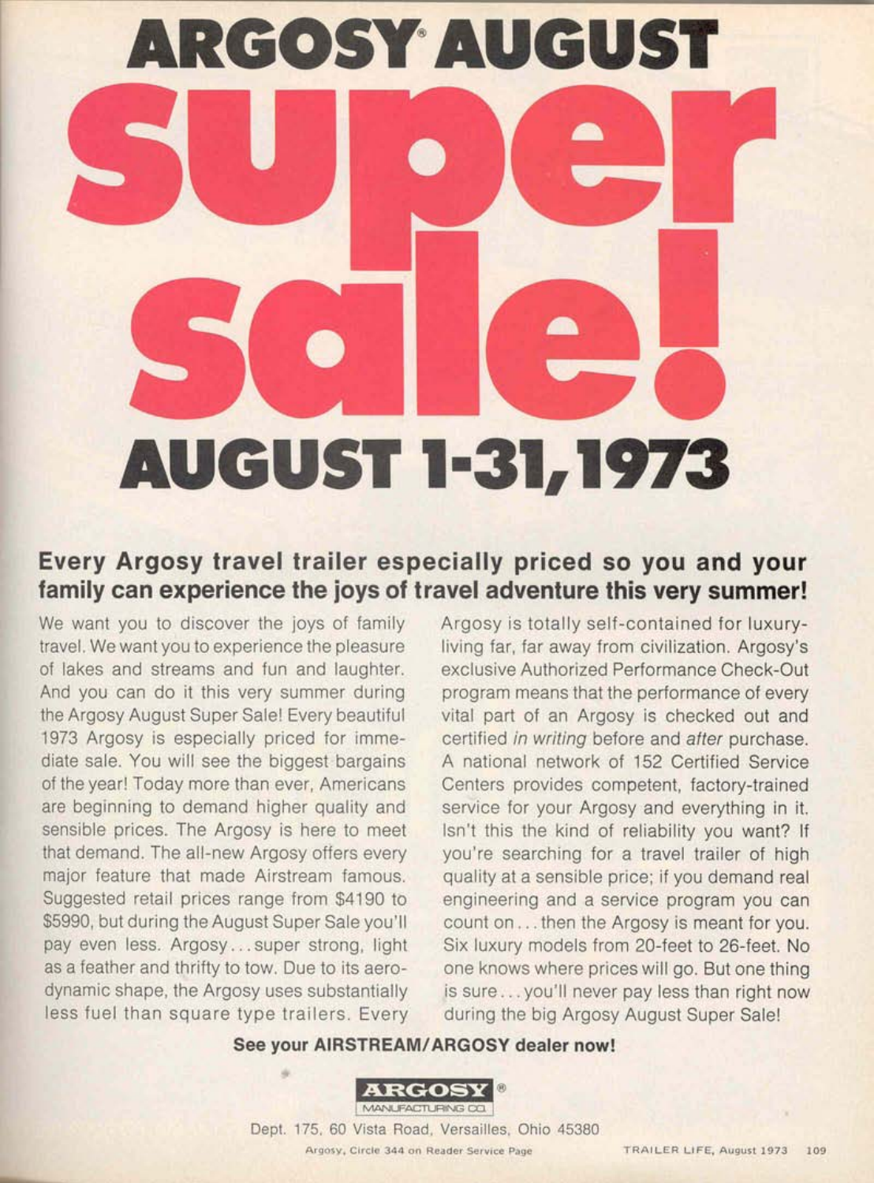# ARGOSY® AUGUST super sale!

## AUGUST 1-31, 1973

**Every Argosy travel trailer especially priced so you and your family can experience the joys of travel adventure this very summer!**

We want you to discover the joys of family travel. We want you to experience the pleasure of lakes and streams and fun and laughter. And you can do it this very summer during the Argosy August Super Sale! Every beautiful 1973 Argosy is especially priced for immediate sale. You will see the biggest bargains of the year! Today more than ever, Americans are beginning to demand higher quality and sensible prices. The Argosy is here to meet that demand. The all-new Argosy offers every major feature that made Airstream famous. Suggested retail prices range from $4190 to $5990, but during the August Super Sale you'll pay even less. Argosy . . . super strong, light as a feather and thrifty to tow. Due to its aerodynamic shape, the Argosy uses substantially less fuel than square type trailers. Every Argosy is totally self-contained for luxury-living far, far away from civilization. Argosy's exclusive Authorized Performance Check-Out program means that the performance of every vital part of an Argosy is checked out and certified *in writing* before and *after* purchase. A national network of 152 Certified Service Centers provides competent, factory-trained service for your Argosy and everything in it. Isn't this the kind of reliability you want? If you're searching for a travel trailer of high quality at a sensible price; if you demand real engineering and a service program you can count on . . . then the Argosy is meant for you. Six luxury models from 20-feet to 26-feet. No one knows where prices will go. But one thing is sure . . . you'll never pay less than right now during the big Argosy August Super Sale!

**See your AIRSTREAM/ARGOSY dealer now!**

ARGOSY® MANUFACTURING CO.

Dept. 175, 60 Vista Road, Versailles, Ohio 45380

Argosy, Circle 344 on Reader Service Page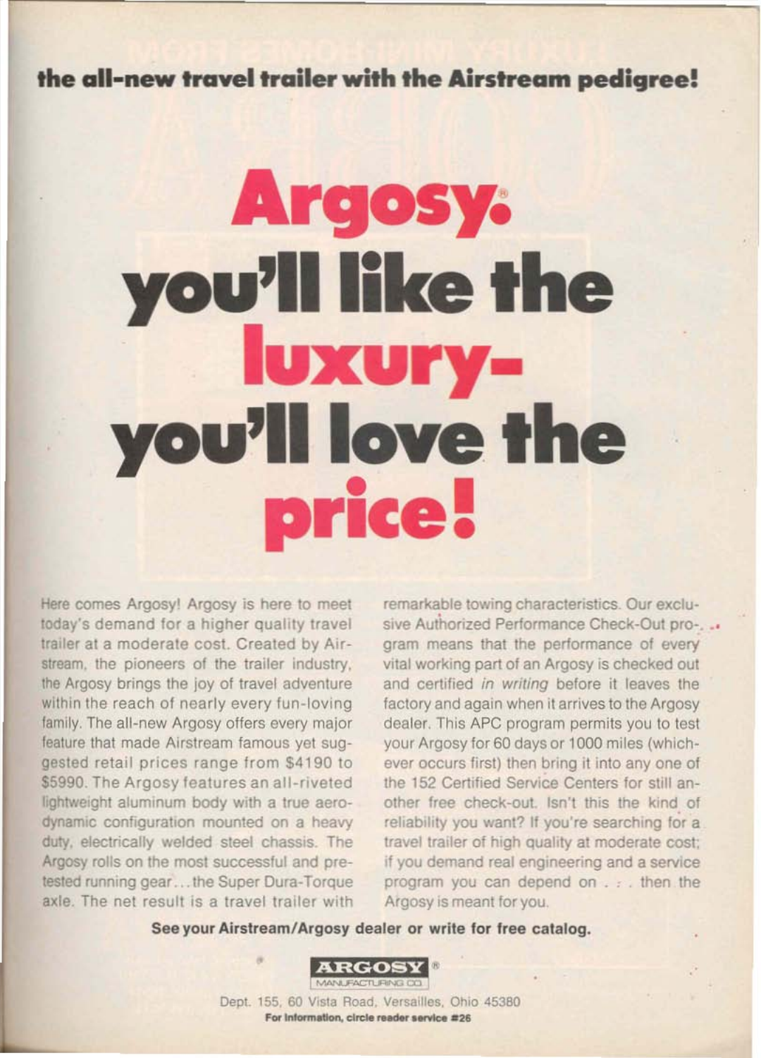**the all-new travel trailer with the Airstream pedigree!**

# Argosy.® you'll like the luxury– you'll love the price!

Here comes Argosy! Argosy is here to meet today's demand for a higher quality travel trailer at a moderate cost. Created by Airstream, the pioneers of the trailer industry, the Argosy brings the joy of travel adventure within the reach of nearly every fun-loving family. The all-new Argosy offers every major feature that made Airstream famous yet suggested retail prices range from $4190 to $5990. The Argosy features an all-riveted lightweight aluminum body with a true aerodynamic configuration mounted on a heavy duty, electrically welded steel chassis. The Argosy rolls on the most successful and pretested running gear... the Super Dura-Torque axle. The net result is a travel trailer with remarkable towing characteristics. Our exclusive Authorized Performance Check-Out program means that the performance of every vital working part of an Argosy is checked out and certified *in writing* before it leaves the factory and again when it arrives to the Argosy dealer. This APC program permits you to test your Argosy for 60 days or 1000 miles (whichever occurs first) then bring it into any one of the 152 Certified Service Centers for still another free check-out. Isn't this the kind of reliability you want? If you're searching for a travel trailer of high quality at moderate cost; if you demand real engineering and a service program you can depend on . . . then the Argosy is meant for you.

**See your Airstream/Argosy dealer or write for free catalog.**

ARGOSY® MANUFACTURING CO.

Dept. 155, 60 Vista Road, Versailles, Ohio 45380

**For information, circle reader service #26**